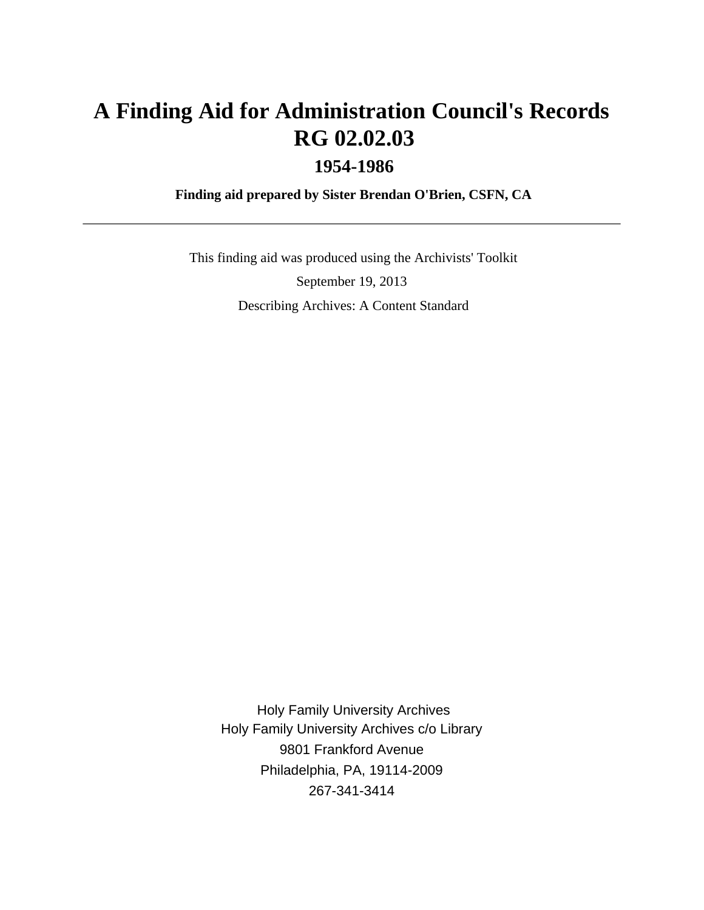# A Finding Aid for Administration Council's Records RG 02.02.03

## 1954-1986

**Finding aid prepared by Sister Brendan O'Brien, CSFN, CA**

---

This finding aid was produced using the Archivists' Toolkit

September 19, 2013

Describing Archives: A Content Standard

Holy Family University Archives
Holy Family University Archives c/o Library
9801 Frankford Avenue
Philadelphia, PA, 19114-2009
267-341-3414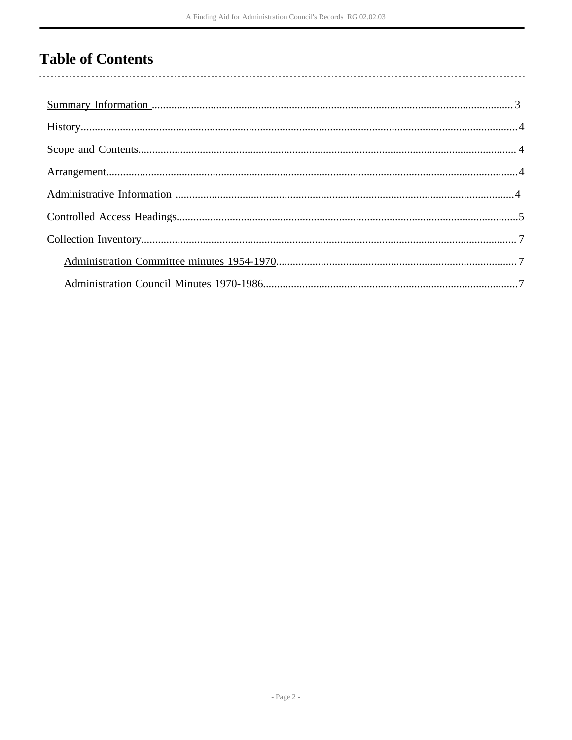# Table of Contents

- Summary Information ........ 3
- History ........ 4
- Scope and Contents ........ 4
- Arrangement ........ 4
- Administrative Information ........ 4
- Controlled Access Headings ........ 5
- Collection Inventory ........ 7
  - Administration Committee minutes 1954-1970 ........ 7
  - Administration Council Minutes 1970-1986 ........ 7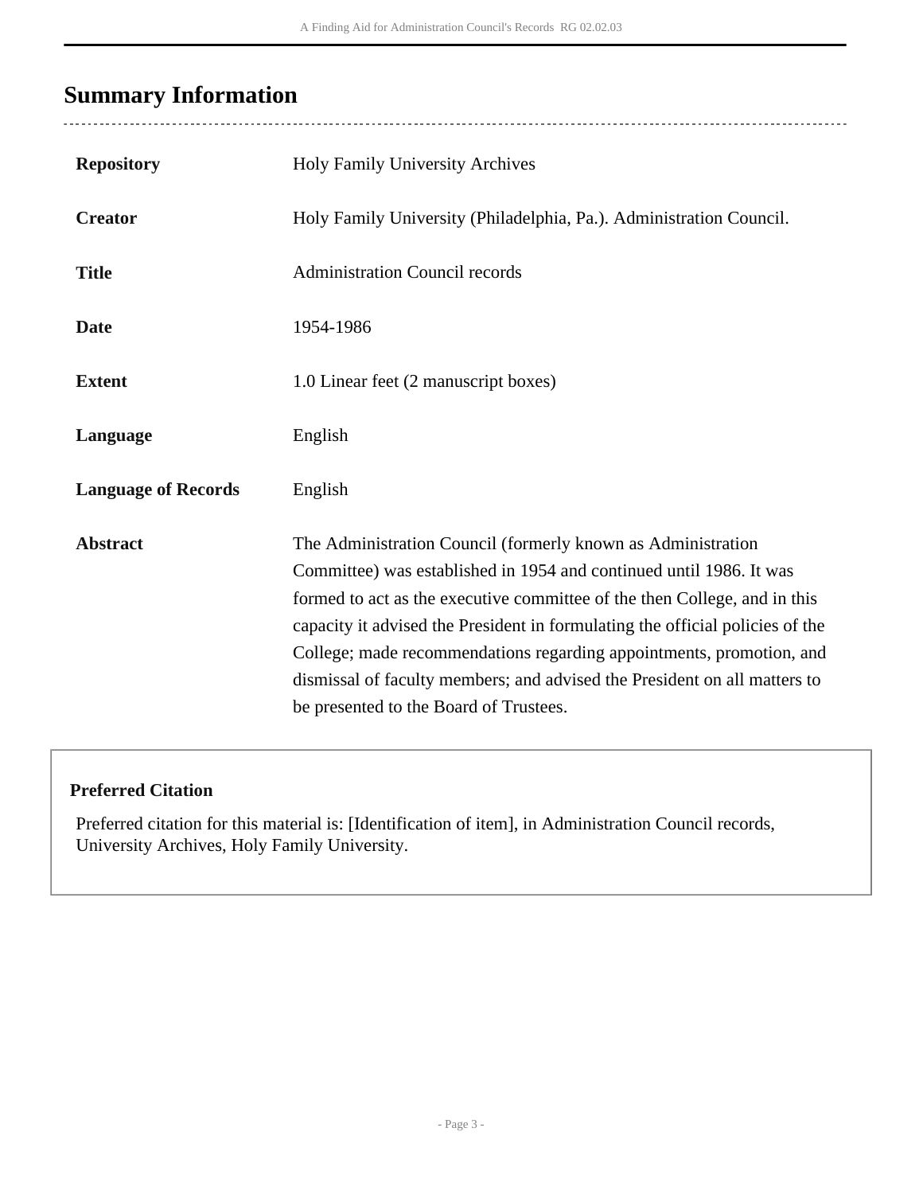## Summary Information

| | |
|---|---|
| **Repository** | Holy Family University Archives |
| **Creator** | Holy Family University (Philadelphia, Pa.). Administration Council. |
| **Title** | Administration Council records |
| **Date** | 1954-1986 |
| **Extent** | 1.0 Linear feet (2 manuscript boxes) |
| **Language** | English |
| **Language of Records** | English |
| **Abstract** | The Administration Council (formerly known as Administration Committee) was established in 1954 and continued until 1986. It was formed to act as the executive committee of the then College, and in this capacity it advised the President in formulating the official policies of the College; made recommendations regarding appointments, promotion, and dismissal of faculty members; and advised the President on all matters to be presented to the Board of Trustees. |

**Preferred Citation**

Preferred citation for this material is: [Identification of item], in Administration Council records, University Archives, Holy Family University.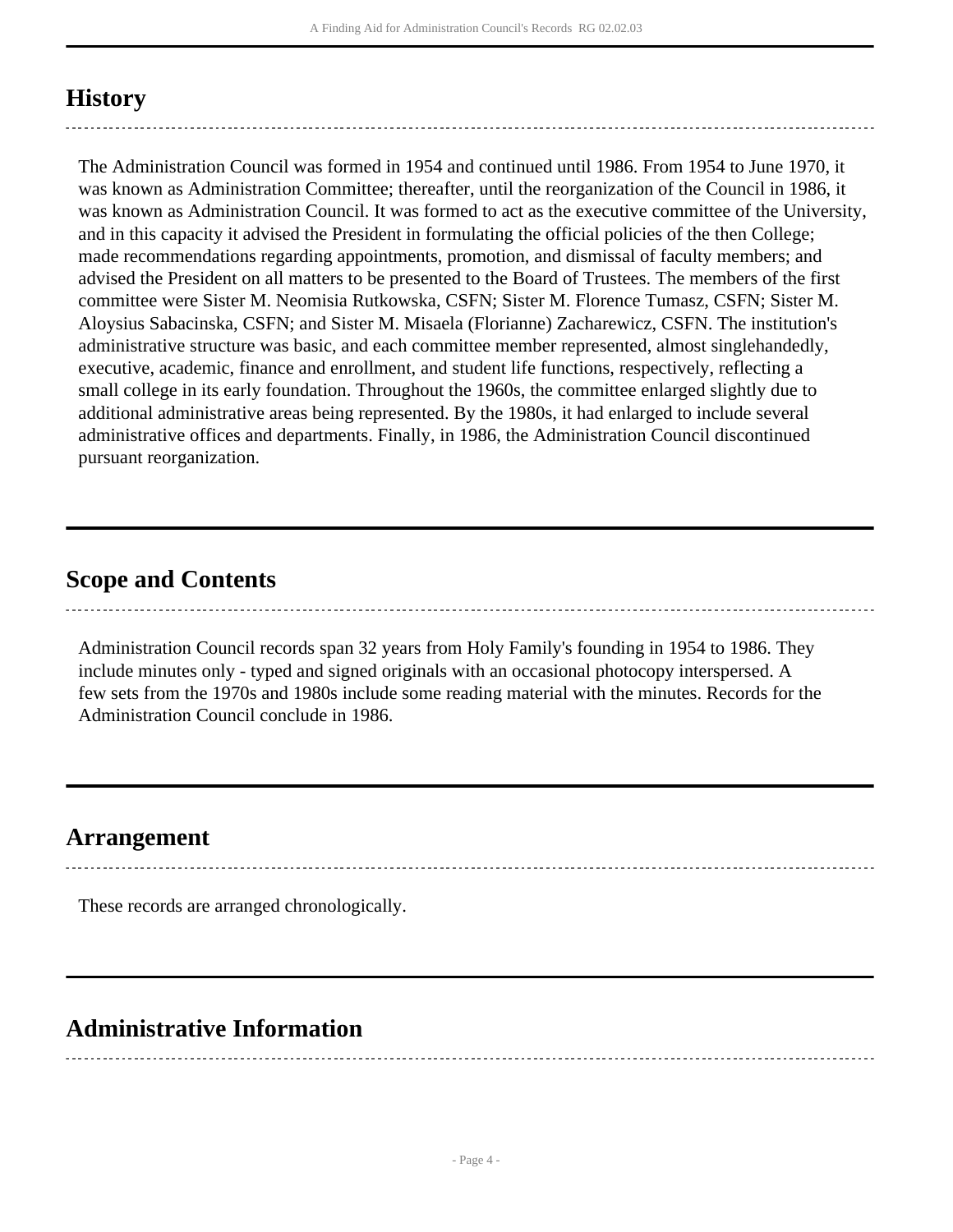## History

The Administration Council was formed in 1954 and continued until 1986. From 1954 to June 1970, it was known as Administration Committee; thereafter, until the reorganization of the Council in 1986, it was known as Administration Council. It was formed to act as the executive committee of the University, and in this capacity it advised the President in formulating the official policies of the then College; made recommendations regarding appointments, promotion, and dismissal of faculty members; and advised the President on all matters to be presented to the Board of Trustees. The members of the first committee were Sister M. Neomisia Rutkowska, CSFN; Sister M. Florence Tumasz, CSFN; Sister M. Aloysius Sabacinska, CSFN; and Sister M. Misaela (Florianne) Zacharewicz, CSFN. The institution's administrative structure was basic, and each committee member represented, almost singlehandedly, executive, academic, finance and enrollment, and student life functions, respectively, reflecting a small college in its early foundation. Throughout the 1960s, the committee enlarged slightly due to additional administrative areas being represented. By the 1980s, it had enlarged to include several administrative offices and departments. Finally, in 1986, the Administration Council discontinued pursuant reorganization.

## Scope and Contents

Administration Council records span 32 years from Holy Family's founding in 1954 to 1986. They include minutes only - typed and signed originals with an occasional photocopy interspersed. A few sets from the 1970s and 1980s include some reading material with the minutes. Records for the Administration Council conclude in 1986.

## Arrangement

These records are arranged chronologically.

## Administrative Information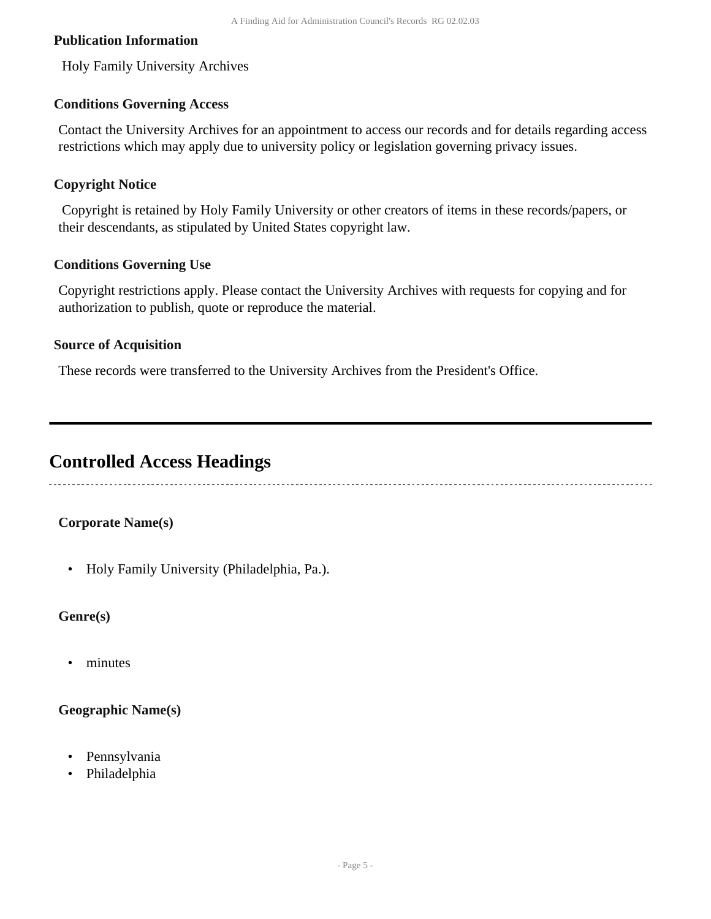### Publication Information

Holy Family University Archives

### Conditions Governing Access

Contact the University Archives for an appointment to access our records and for details regarding access restrictions which may apply due to university policy or legislation governing privacy issues.

### Copyright Notice

Copyright is retained by Holy Family University or other creators of items in these records/papers, or their descendants, as stipulated by United States copyright law.

### Conditions Governing Use

Copyright restrictions apply. Please contact the University Archives with requests for copying and for authorization to publish, quote or reproduce the material.

### Source of Acquisition

These records were transferred to the University Archives from the President's Office.

---

## Controlled Access Headings

**Corporate Name(s)**

- Holy Family University (Philadelphia, Pa.).

**Genre(s)**

- minutes

**Geographic Name(s)**

- Pennsylvania
- Philadelphia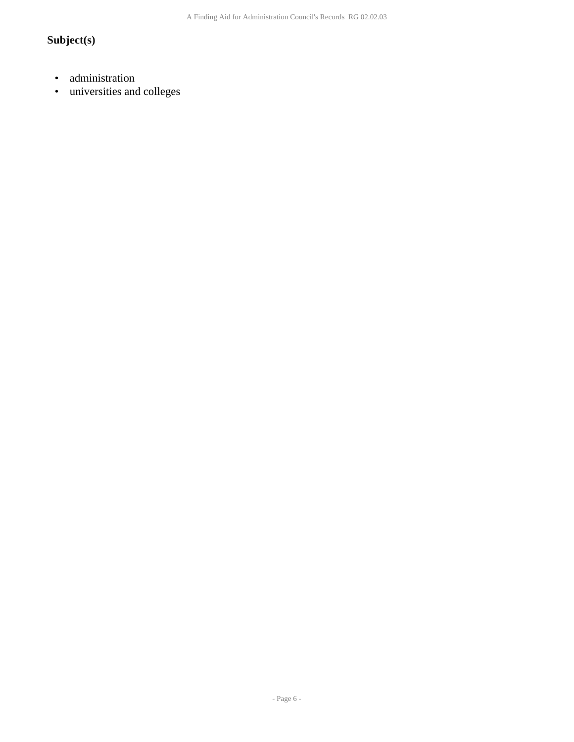### Subject(s)

- administration
- universities and colleges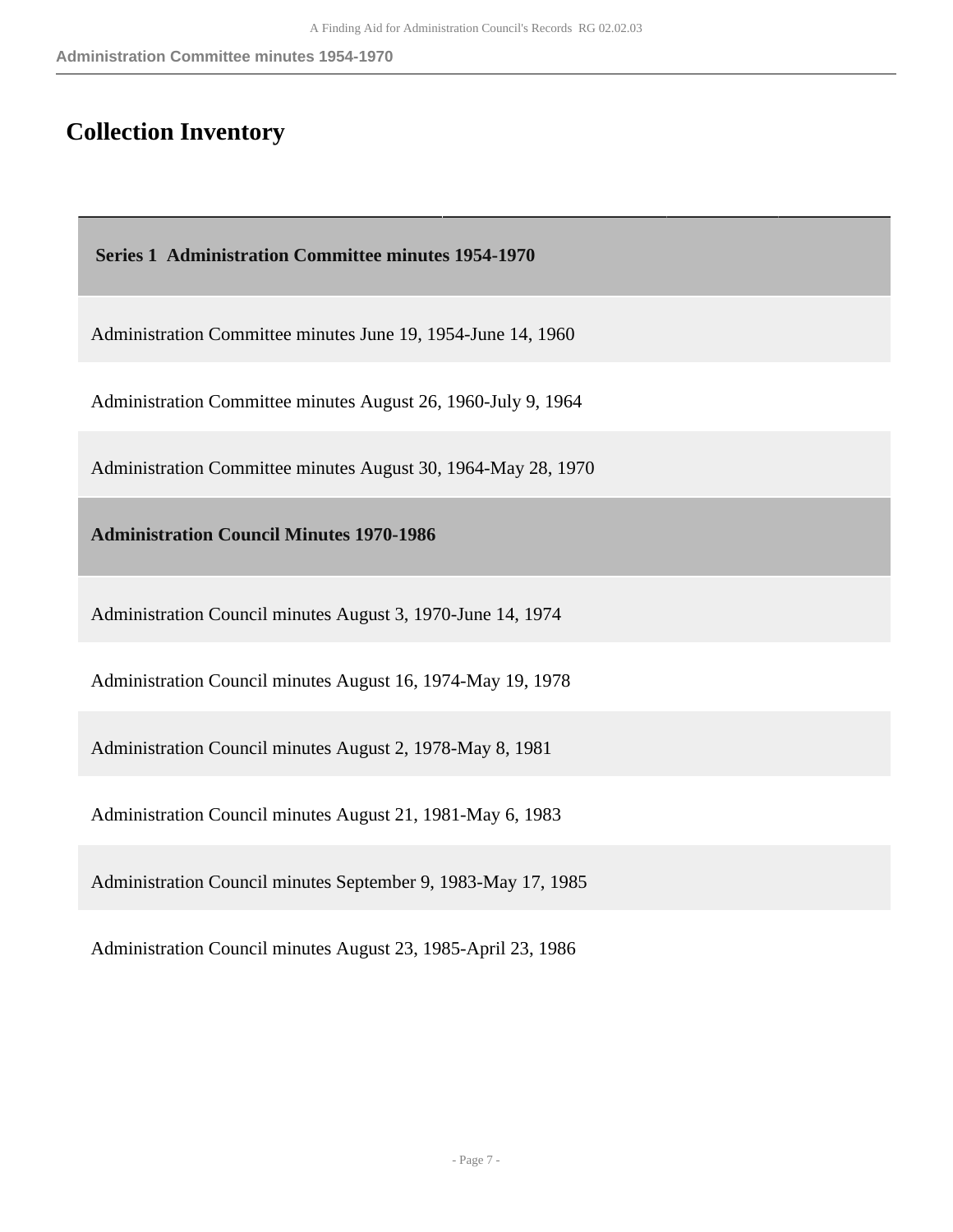# Collection Inventory

| Series 1 Administration Committee minutes 1954-1970 |
|---|
| Administration Committee minutes June 19, 1954-June 14, 1960 |
| Administration Committee minutes August 26, 1960-July 9, 1964 |
| Administration Committee minutes August 30, 1964-May 28, 1970 |
| **Administration Council Minutes 1970-1986** |
| Administration Council minutes August 3, 1970-June 14, 1974 |
| Administration Council minutes August 16, 1974-May 19, 1978 |
| Administration Council minutes August 2, 1978-May 8, 1981 |
| Administration Council minutes August 21, 1981-May 6, 1983 |
| Administration Council minutes September 9, 1983-May 17, 1985 |
| Administration Council minutes August 23, 1985-April 23, 1986 |